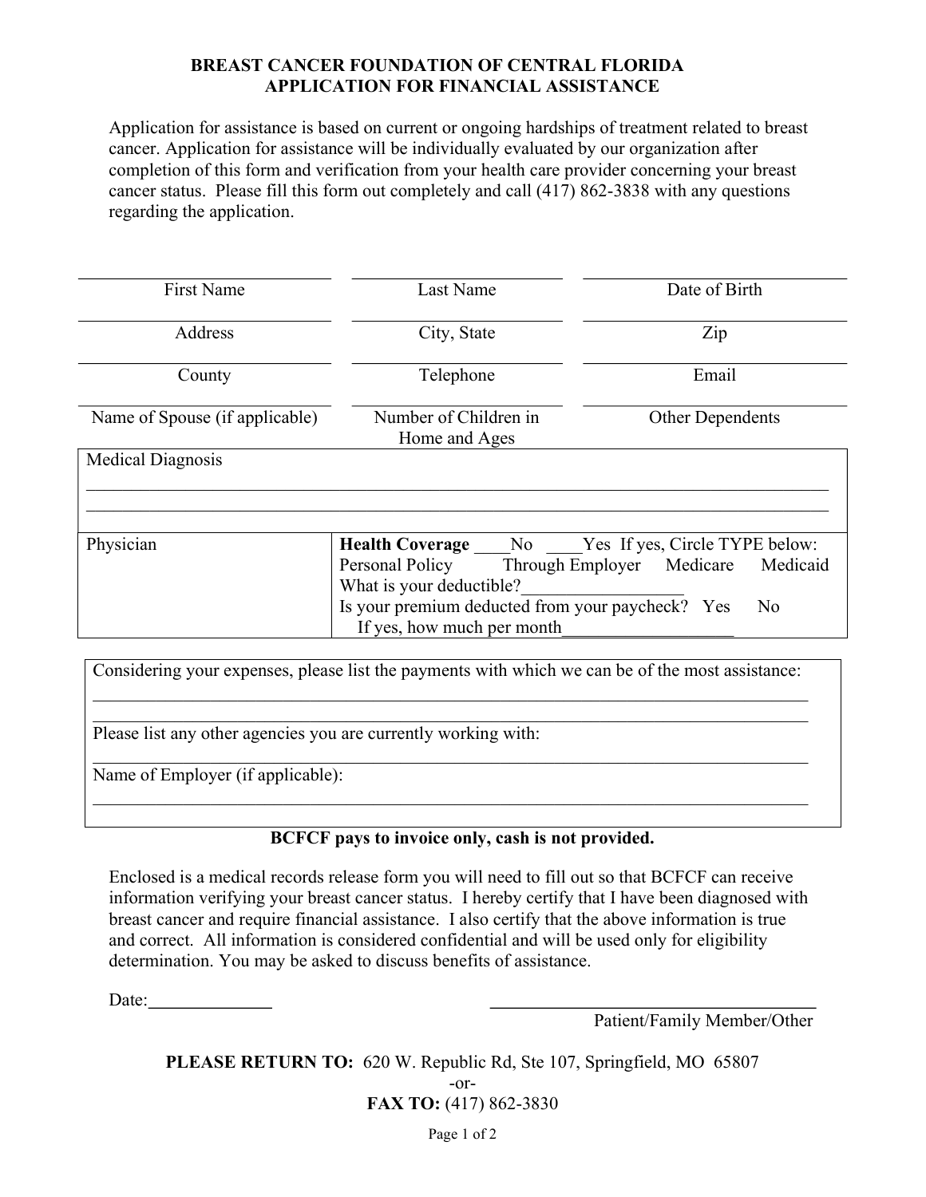# BREAST CANCER FOUNDATION OF CENTRAL FLORIDA
## APPLICATION FOR FINANCIAL ASSISTANCE

Application for assistance is based on current or ongoing hardships of treatment related to breast cancer. Application for assistance will be individually evaluated by our organization after completion of this form and verification from your health care provider concerning your breast cancer status. Please fill this form out completely and call (417) 862-3838 with any questions regarding the application.

| ______________________ | ______________________ | ______________________ |
|---|---|---|
| First Name | Last Name | Date of Birth |
| Address | City, State | Zip |
| County | Telephone | Email |
| Name of Spouse (if applicable) | Number of Children in Home and Ages | Other Dependents |

Medical Diagnosis
________________________________________________________________________________
________________________________________________________________________________

| Physician | **Health Coverage** ____No ____Yes If yes, Circle TYPE below:<br>Personal Policy Through Employer Medicare Medicaid<br>What is your deductible?_________________<br>Is your premium deducted from your paycheck? Yes No<br>If yes, how much per month___________________ |
|---|---|

Considering your expenses, please list the payments with which we can be of the most assistance:
________________________________________________________________________________
________________________________________________________________________________

Please list any other agencies you are currently working with:
________________________________________________________________________________

Name of Employer (if applicable):
________________________________________________________________________________

**BCFCF pays to invoice only, cash is not provided.**

Enclosed is a medical records release form you will need to fill out so that BCFCF can receive information verifying your breast cancer status. I hereby certify that I have been diagnosed with breast cancer and require financial assistance. I also certify that the above information is true and correct. All information is considered confidential and will be used only for eligibility determination. You may be asked to discuss benefits of assistance.

Date:______________ ____________________________________

Patient/Family Member/Other

**PLEASE RETURN TO:** 620 W. Republic Rd, Ste 107, Springfield, MO 65807

-or-

**FAX TO:** (417) 862-3830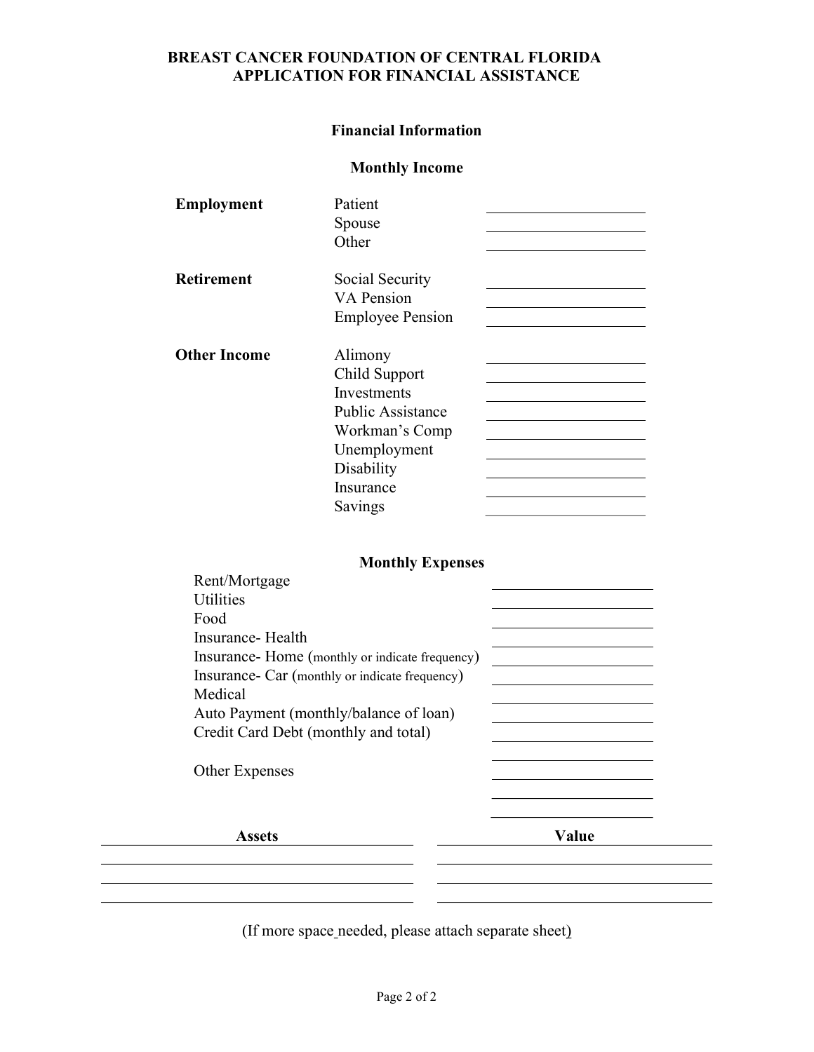# BREAST CANCER FOUNDATION OF CENTRAL FLORIDA
## APPLICATION FOR FINANCIAL ASSISTANCE

### Financial Information

#### Monthly Income

| | | |
|---|---|---|
| **Employment** | Patient | ____________________ |
| | Spouse | ____________________ |
| | Other | ____________________ |
| **Retirement** | Social Security | ____________________ |
| | VA Pension | ____________________ |
| | Employee Pension | ____________________ |
| **Other Income** | Alimony | ____________________ |
| | Child Support | ____________________ |
| | Investments | ____________________ |
| | Public Assistance | ____________________ |
| | Workman's Comp | ____________________ |
| | Unemployment | ____________________ |
| | Disability | ____________________ |
| | Insurance | ____________________ |
| | Savings | ____________________ |

#### Monthly Expenses

| | |
|---|---|
| Rent/Mortgage | ____________________ |
| Utilities | ____________________ |
| Food | ____________________ |
| Insurance- Health | ____________________ |
| Insurance- Home (monthly or indicate frequency) | ____________________ |
| Insurance- Car (monthly or indicate frequency) | ____________________ |
| Medical | ____________________ |
| Auto Payment (monthly/balance of loan) | ____________________ |
| Credit Card Debt (monthly and total) | ____________________ |
| | ____________________ |
| Other Expenses | ____________________ |
| | ____________________ |
| | ____________________ |

| Assets | Value |
|---|---|
| | |
| | |
| | |

(If more space needed, please attach separate sheet)